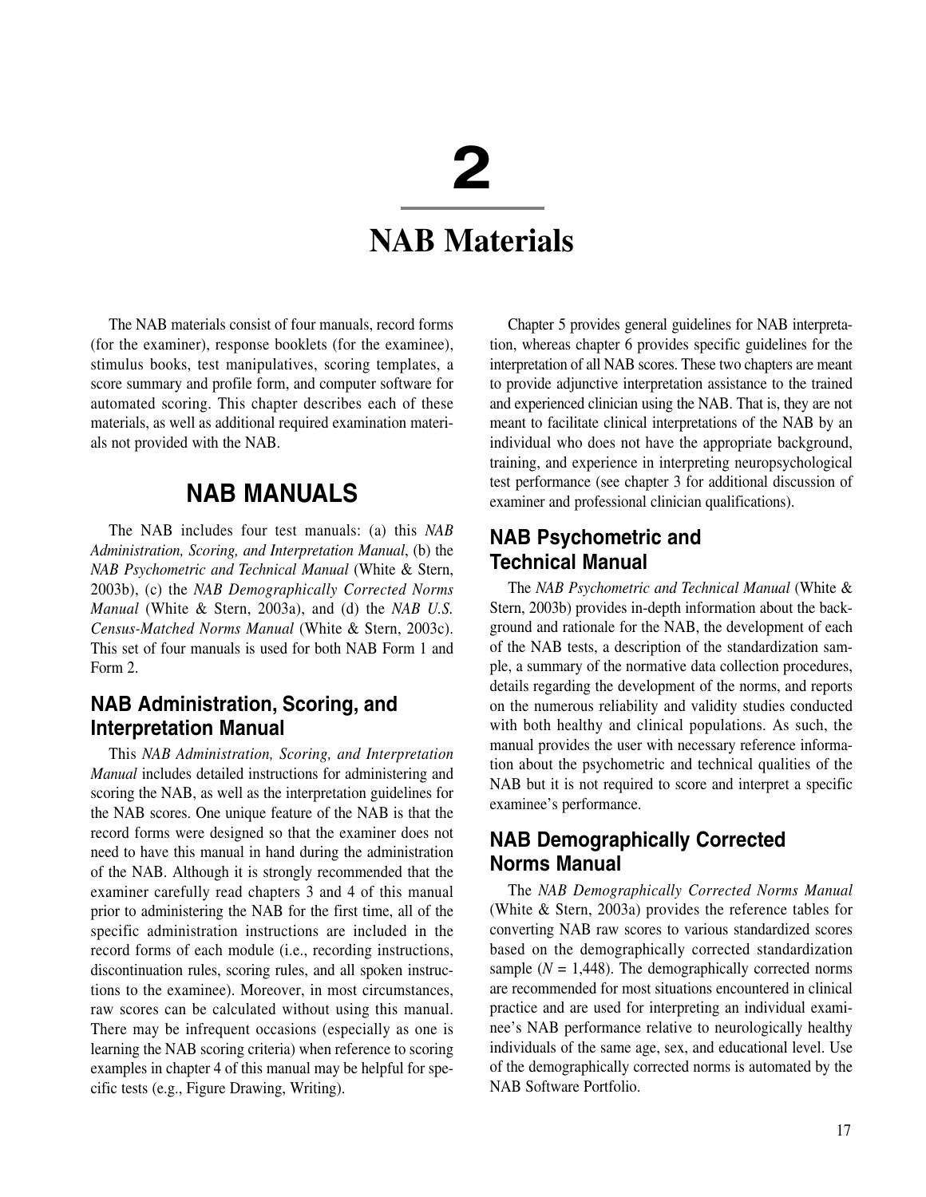# 2

# NAB Materials

The NAB materials consist of four manuals, record forms (for the examiner), response booklets (for the examinee), stimulus books, test manipulatives, scoring templates, a score summary and profile form, and computer software for automated scoring. This chapter describes each of these materials, as well as additional required examination materials not provided with the NAB.

## NAB MANUALS

The NAB includes four test manuals: (a) this *NAB Administration, Scoring, and Interpretation Manual*, (b) the *NAB Psychometric and Technical Manual* (White & Stern, 2003b), (c) the *NAB Demographically Corrected Norms Manual* (White & Stern, 2003a), and (d) the *NAB U.S. Census-Matched Norms Manual* (White & Stern, 2003c). This set of four manuals is used for both NAB Form 1 and Form 2.

### NAB Administration, Scoring, and Interpretation Manual

This *NAB Administration, Scoring, and Interpretation Manual* includes detailed instructions for administering and scoring the NAB, as well as the interpretation guidelines for the NAB scores. One unique feature of the NAB is that the record forms were designed so that the examiner does not need to have this manual in hand during the administration of the NAB. Although it is strongly recommended that the examiner carefully read chapters 3 and 4 of this manual prior to administering the NAB for the first time, all of the specific administration instructions are included in the record forms of each module (i.e., recording instructions, discontinuation rules, scoring rules, and all spoken instructions to the examinee). Moreover, in most circumstances, raw scores can be calculated without using this manual. There may be infrequent occasions (especially as one is learning the NAB scoring criteria) when reference to scoring examples in chapter 4 of this manual may be helpful for specific tests (e.g., Figure Drawing, Writing).

Chapter 5 provides general guidelines for NAB interpretation, whereas chapter 6 provides specific guidelines for the interpretation of all NAB scores. These two chapters are meant to provide adjunctive interpretation assistance to the trained and experienced clinician using the NAB. That is, they are not meant to facilitate clinical interpretations of the NAB by an individual who does not have the appropriate background, training, and experience in interpreting neuropsychological test performance (see chapter 3 for additional discussion of examiner and professional clinician qualifications).

### NAB Psychometric and Technical Manual

The *NAB Psychometric and Technical Manual* (White & Stern, 2003b) provides in-depth information about the background and rationale for the NAB, the development of each of the NAB tests, a description of the standardization sample, a summary of the normative data collection procedures, details regarding the development of the norms, and reports on the numerous reliability and validity studies conducted with both healthy and clinical populations. As such, the manual provides the user with necessary reference information about the psychometric and technical qualities of the NAB but it is not required to score and interpret a specific examinee's performance.

### NAB Demographically Corrected Norms Manual

The *NAB Demographically Corrected Norms Manual* (White & Stern, 2003a) provides the reference tables for converting NAB raw scores to various standardized scores based on the demographically corrected standardization sample ($N$ = 1,448). The demographically corrected norms are recommended for most situations encountered in clinical practice and are used for interpreting an individual examinee's NAB performance relative to neurologically healthy individuals of the same age, sex, and educational level. Use of the demographically corrected norms is automated by the NAB Software Portfolio.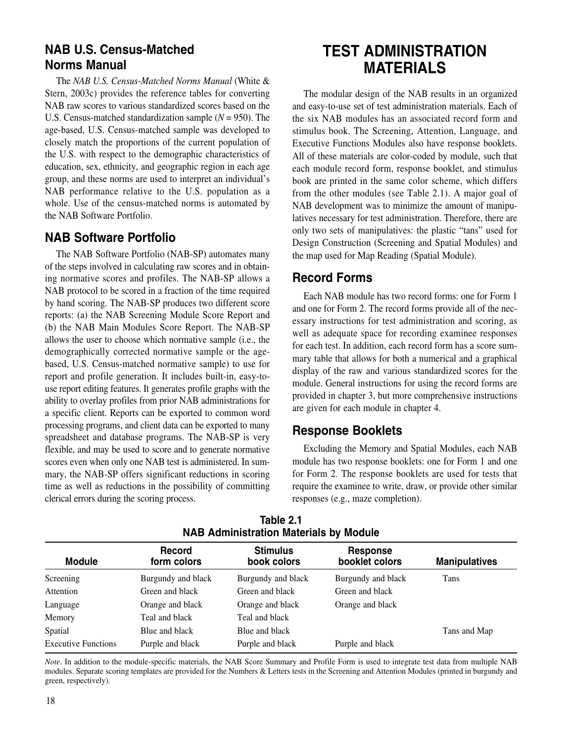## NAB U.S. Census-Matched Norms Manual

The *NAB U.S. Census-Matched Norms Manual* (White & Stern, 2003c) provides the reference tables for converting NAB raw scores to various standardized scores based on the U.S. Census-matched standardization sample (*N* = 950). The age-based, U.S. Census-matched sample was developed to closely match the proportions of the current population of the U.S. with respect to the demographic characteristics of education, sex, ethnicity, and geographic region in each age group, and these norms are used to interpret an individual's NAB performance relative to the U.S. population as a whole. Use of the census-matched norms is automated by the NAB Software Portfolio.

## NAB Software Portfolio

The NAB Software Portfolio (NAB-SP) automates many of the steps involved in calculating raw scores and in obtaining normative scores and profiles. The NAB-SP allows a NAB protocol to be scored in a fraction of the time required by hand scoring. The NAB-SP produces two different score reports: (a) the NAB Screening Module Score Report and (b) the NAB Main Modules Score Report. The NAB-SP allows the user to choose which normative sample (i.e., the demographically corrected normative sample or the age-based, U.S. Census-matched normative sample) to use for report and profile generation. It includes built-in, easy-to-use report editing features. It generates profile graphs with the ability to overlay profiles from prior NAB administrations for a specific client. Reports can be exported to common word processing programs, and client data can be exported to many spreadsheet and database programs. The NAB-SP is very flexible, and may be used to score and to generate normative scores even when only one NAB test is administered. In summary, the NAB-SP offers significant reductions in scoring time as well as reductions in the possibility of committing clerical errors during the scoring process.

# TEST ADMINISTRATION MATERIALS

The modular design of the NAB results in an organized and easy-to-use set of test administration materials. Each of the six NAB modules has an associated record form and stimulus book. The Screening, Attention, Language, and Executive Functions Modules also have response booklets. All of these materials are color-coded by module, such that each module record form, response booklet, and stimulus book are printed in the same color scheme, which differs from the other modules (see Table 2.1). A major goal of NAB development was to minimize the amount of manipulatives necessary for test administration. Therefore, there are only two sets of manipulatives: the plastic "tans" used for Design Construction (Screening and Spatial Modules) and the map used for Map Reading (Spatial Module).

## Record Forms

Each NAB module has two record forms: one for Form 1 and one for Form 2. The record forms provide all of the necessary instructions for test administration and scoring, as well as adequate space for recording examinee responses for each test. In addition, each record form has a score summary table that allows for both a numerical and a graphical display of the raw and various standardized scores for the module. General instructions for using the record forms are provided in chapter 3, but more comprehensive instructions are given for each module in chapter 4.

## Response Booklets

Excluding the Memory and Spatial Modules, each NAB module has two response booklets: one for Form 1 and one for Form 2. The response booklets are used for tests that require the examinee to write, draw, or provide other similar responses (e.g., maze completion).

**Table 2.1**
**NAB Administration Materials by Module**

| Module | Record form colors | Stimulus book colors | Response booklet colors | Manipulatives |
|---|---|---|---|---|
| Screening | Burgundy and black | Burgundy and black | Burgundy and black | Tans |
| Attention | Green and black | Green and black | Green and black | |
| Language | Orange and black | Orange and black | Orange and black | |
| Memory | Teal and black | Teal and black | | |
| Spatial | Blue and black | Blue and black | | Tans and Map |
| Executive Functions | Purple and black | Purple and black | Purple and black | |

*Note*. In addition to the module-specific materials, the NAB Score Summary and Profile Form is used to integrate test data from multiple NAB modules. Separate scoring templates are provided for the Numbers & Letters tests in the Screening and Attention Modules (printed in burgundy and green, respectively).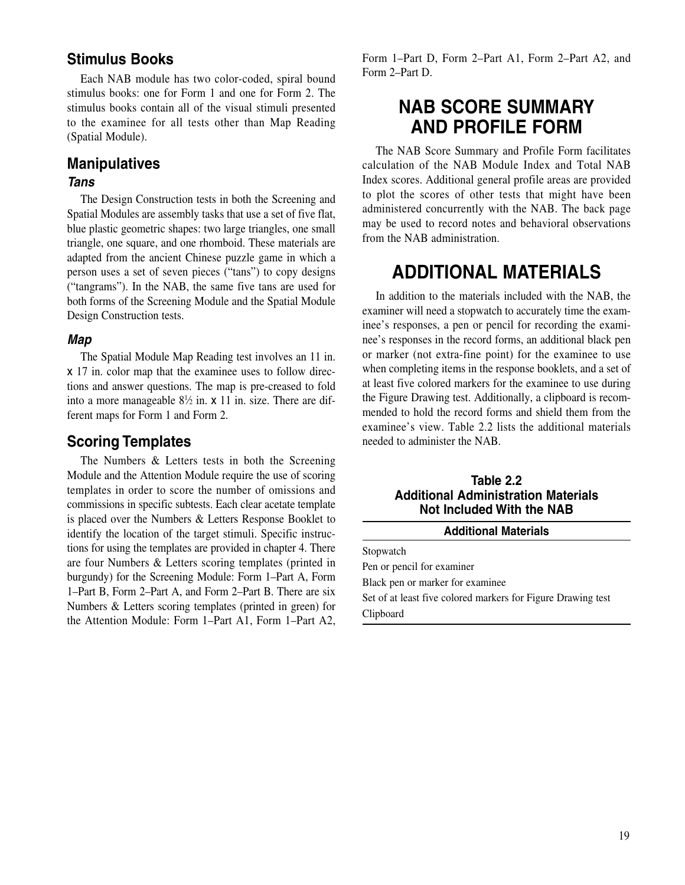## Stimulus Books

Each NAB module has two color-coded, spiral bound stimulus books: one for Form 1 and one for Form 2. The stimulus books contain all of the visual stimuli presented to the examinee for all tests other than Map Reading (Spatial Module).

## Manipulatives

### *Tans*

The Design Construction tests in both the Screening and Spatial Modules are assembly tasks that use a set of five flat, blue plastic geometric shapes: two large triangles, one small triangle, one square, and one rhomboid. These materials are adapted from the ancient Chinese puzzle game in which a person uses a set of seven pieces ("tans") to copy designs ("tangrams"). In the NAB, the same five tans are used for both forms of the Screening Module and the Spatial Module Design Construction tests.

### *Map*

The Spatial Module Map Reading test involves an 11 in. x 17 in. color map that the examinee uses to follow directions and answer questions. The map is pre-creased to fold into a more manageable 8½ in. x 11 in. size. There are different maps for Form 1 and Form 2.

## Scoring Templates

The Numbers & Letters tests in both the Screening Module and the Attention Module require the use of scoring templates in order to score the number of omissions and commissions in specific subtests. Each clear acetate template is placed over the Numbers & Letters Response Booklet to identify the location of the target stimuli. Specific instructions for using the templates are provided in chapter 4. There are four Numbers & Letters scoring templates (printed in burgundy) for the Screening Module: Form 1–Part A, Form 1–Part B, Form 2–Part A, and Form 2–Part B. There are six Numbers & Letters scoring templates (printed in green) for the Attention Module: Form 1–Part A1, Form 1–Part A2, Form 1–Part D, Form 2–Part A1, Form 2–Part A2, and Form 2–Part D.

# NAB SCORE SUMMARY AND PROFILE FORM

The NAB Score Summary and Profile Form facilitates calculation of the NAB Module Index and Total NAB Index scores. Additional general profile areas are provided to plot the scores of other tests that might have been administered concurrently with the NAB. The back page may be used to record notes and behavioral observations from the NAB administration.

# ADDITIONAL MATERIALS

In addition to the materials included with the NAB, the examiner will need a stopwatch to accurately time the examinee's responses, a pen or pencil for recording the examinee's responses in the record forms, an additional black pen or marker (not extra-fine point) for the examinee to use when completing items in the response booklets, and a set of at least five colored markers for the examinee to use during the Figure Drawing test. Additionally, a clipboard is recommended to hold the record forms and shield them from the examinee's view. Table 2.2 lists the additional materials needed to administer the NAB.

**Table 2.2**
**Additional Administration Materials Not Included With the NAB**

| Additional Materials |
|---|
| Stopwatch |
| Pen or pencil for examiner |
| Black pen or marker for examinee |
| Set of at least five colored markers for Figure Drawing test |
| Clipboard |